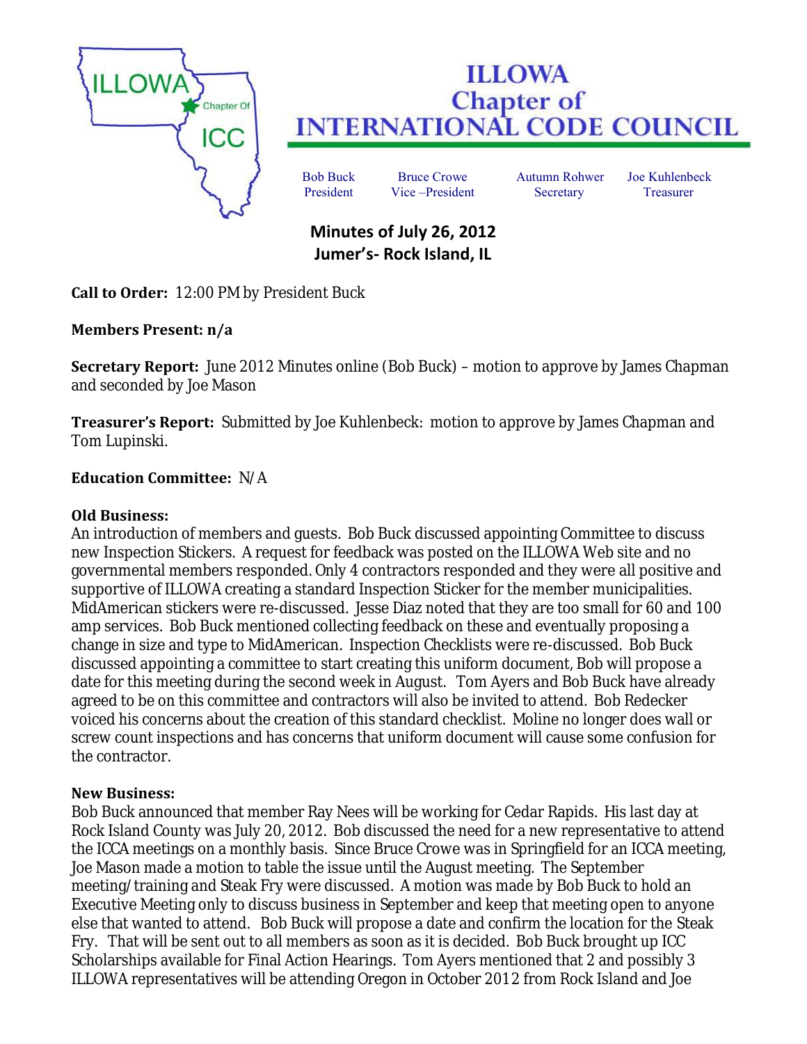# ILLOWA Chapter of INTERNATIONAL CODE COUNCIL

| Bob Buck | Bruce Crowe | Autumn Rohwer | Joe Kuhlenbeck |
|---|---|---|---|
| President | Vice –President | Secretary | Treasurer |

## Minutes of July 26, 2012
## Jumer's- Rock Island, IL

**Call to Order:** 12:00 PM by President Buck

**Members Present: n/a**

**Secretary Report:** June 2012 Minutes online (Bob Buck) – motion to approve by James Chapman and seconded by Joe Mason

**Treasurer's Report:** Submitted by Joe Kuhlenbeck: motion to approve by James Chapman and Tom Lupinski.

**Education Committee:** N/A

**Old Business:**
An introduction of members and guests. Bob Buck discussed appointing Committee to discuss new Inspection Stickers. A request for feedback was posted on the ILLOWA Web site and no governmental members responded. Only 4 contractors responded and they were all positive and supportive of ILLOWA creating a standard Inspection Sticker for the member municipalities. MidAmerican stickers were re-discussed. Jesse Diaz noted that they are too small for 60 and 100 amp services. Bob Buck mentioned collecting feedback on these and eventually proposing a change in size and type to MidAmerican. Inspection Checklists were re-discussed. Bob Buck discussed appointing a committee to start creating this uniform document, Bob will propose a date for this meeting during the second week in August. Tom Ayers and Bob Buck have already agreed to be on this committee and contractors will also be invited to attend. Bob Redecker voiced his concerns about the creation of this standard checklist. Moline no longer does wall or screw count inspections and has concerns that uniform document will cause some confusion for the contractor.

**New Business:**
Bob Buck announced that member Ray Nees will be working for Cedar Rapids. His last day at Rock Island County was July 20, 2012. Bob discussed the need for a new representative to attend the ICCA meetings on a monthly basis. Since Bruce Crowe was in Springfield for an ICCA meeting, Joe Mason made a motion to table the issue until the August meeting. The September meeting/training and Steak Fry were discussed. A motion was made by Bob Buck to hold an Executive Meeting only to discuss business in September and keep that meeting open to anyone else that wanted to attend. Bob Buck will propose a date and confirm the location for the Steak Fry. That will be sent out to all members as soon as it is decided. Bob Buck brought up ICC Scholarships available for Final Action Hearings. Tom Ayers mentioned that 2 and possibly 3 ILLOWA representatives will be attending Oregon in October 2012 from Rock Island and Joe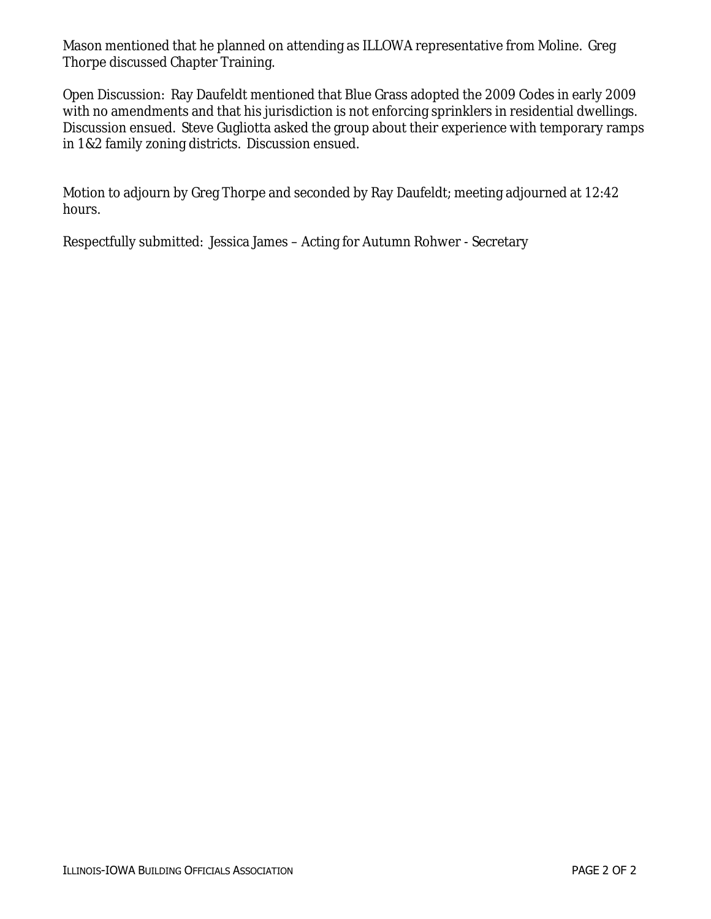Mason mentioned that he planned on attending as ILLOWA representative from Moline. Greg Thorpe discussed Chapter Training.

Open Discussion: Ray Daufeldt mentioned that Blue Grass adopted the 2009 Codes in early 2009 with no amendments and that his jurisdiction is not enforcing sprinklers in residential dwellings. Discussion ensued. Steve Gugliotta asked the group about their experience with temporary ramps in 1&2 family zoning districts. Discussion ensued.

Motion to adjourn by Greg Thorpe and seconded by Ray Daufeldt; meeting adjourned at 12:42 hours.

Respectfully submitted: Jessica James – Acting for Autumn Rohwer - Secretary